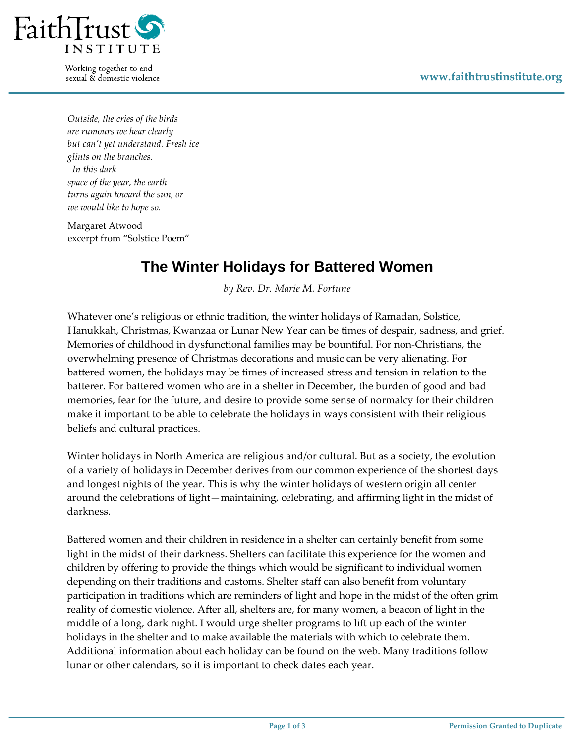*Outside, the cries of the birds*
*are rumours we hear clearly*
*but can't yet understand. Fresh ice*
*glints on the branches.*
  *In this dark*
*space of the year, the earth*
*turns again toward the sun, or*
*we would like to hope so.*

Margaret Atwood
excerpt from "Solstice Poem"

# The Winter Holidays for Battered Women

*by Rev. Dr. Marie M. Fortune*

Whatever one's religious or ethnic tradition, the winter holidays of Ramadan, Solstice, Hanukkah, Christmas, Kwanzaa or Lunar New Year can be times of despair, sadness, and grief. Memories of childhood in dysfunctional families may be bountiful. For non-Christians, the overwhelming presence of Christmas decorations and music can be very alienating. For battered women, the holidays may be times of increased stress and tension in relation to the batterer. For battered women who are in a shelter in December, the burden of good and bad memories, fear for the future, and desire to provide some sense of normalcy for their children make it important to be able to celebrate the holidays in ways consistent with their religious beliefs and cultural practices.

Winter holidays in North America are religious and/or cultural. But as a society, the evolution of a variety of holidays in December derives from our common experience of the shortest days and longest nights of the year. This is why the winter holidays of western origin all center around the celebrations of light—maintaining, celebrating, and affirming light in the midst of darkness.

Battered women and their children in residence in a shelter can certainly benefit from some light in the midst of their darkness. Shelters can facilitate this experience for the women and children by offering to provide the things which would be significant to individual women depending on their traditions and customs. Shelter staff can also benefit from voluntary participation in traditions which are reminders of light and hope in the midst of the often grim reality of domestic violence. After all, shelters are, for many women, a beacon of light in the middle of a long, dark night. I would urge shelter programs to lift up each of the winter holidays in the shelter and to make available the materials with which to celebrate them. Additional information about each holiday can be found on the web. Many traditions follow lunar or other calendars, so it is important to check dates each year.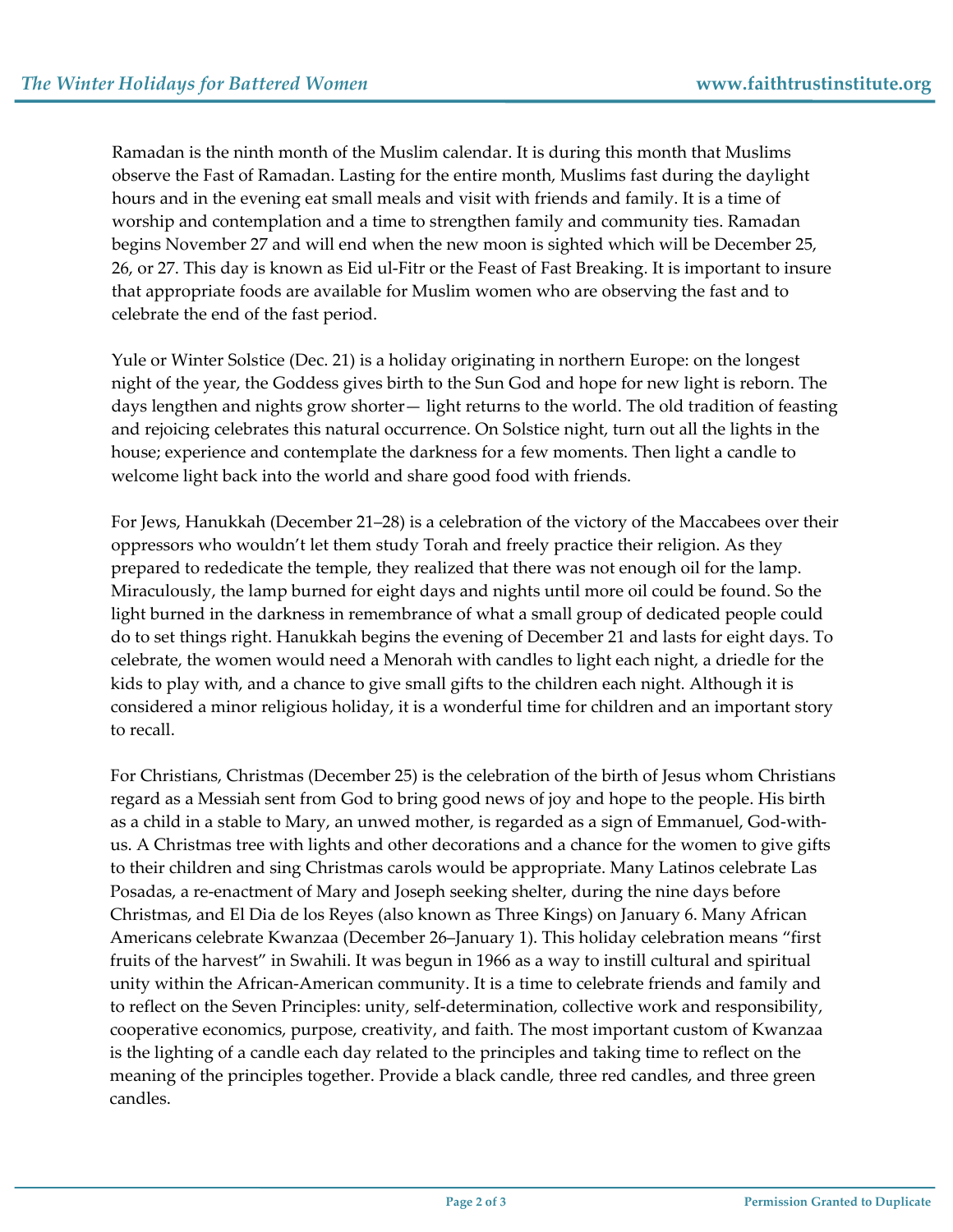Ramadan is the ninth month of the Muslim calendar. It is during this month that Muslims observe the Fast of Ramadan. Lasting for the entire month, Muslims fast during the daylight hours and in the evening eat small meals and visit with friends and family. It is a time of worship and contemplation and a time to strengthen family and community ties. Ramadan begins November 27 and will end when the new moon is sighted which will be December 25, 26, or 27. This day is known as Eid ul-Fitr or the Feast of Fast Breaking. It is important to insure that appropriate foods are available for Muslim women who are observing the fast and to celebrate the end of the fast period.

Yule or Winter Solstice (Dec. 21) is a holiday originating in northern Europe: on the longest night of the year, the Goddess gives birth to the Sun God and hope for new light is reborn. The days lengthen and nights grow shorter— light returns to the world. The old tradition of feasting and rejoicing celebrates this natural occurrence. On Solstice night, turn out all the lights in the house; experience and contemplate the darkness for a few moments. Then light a candle to welcome light back into the world and share good food with friends.

For Jews, Hanukkah (December 21–28) is a celebration of the victory of the Maccabees over their oppressors who wouldn't let them study Torah and freely practice their religion. As they prepared to rededicate the temple, they realized that there was not enough oil for the lamp. Miraculously, the lamp burned for eight days and nights until more oil could be found. So the light burned in the darkness in remembrance of what a small group of dedicated people could do to set things right. Hanukkah begins the evening of December 21 and lasts for eight days. To celebrate, the women would need a Menorah with candles to light each night, a driedle for the kids to play with, and a chance to give small gifts to the children each night. Although it is considered a minor religious holiday, it is a wonderful time for children and an important story to recall.

For Christians, Christmas (December 25) is the celebration of the birth of Jesus whom Christians regard as a Messiah sent from God to bring good news of joy and hope to the people. His birth as a child in a stable to Mary, an unwed mother, is regarded as a sign of Emmanuel, God-with-us. A Christmas tree with lights and other decorations and a chance for the women to give gifts to their children and sing Christmas carols would be appropriate. Many Latinos celebrate Las Posadas, a re-enactment of Mary and Joseph seeking shelter, during the nine days before Christmas, and El Dia de los Reyes (also known as Three Kings) on January 6. Many African Americans celebrate Kwanzaa (December 26–January 1). This holiday celebration means "first fruits of the harvest" in Swahili. It was begun in 1966 as a way to instill cultural and spiritual unity within the African-American community. It is a time to celebrate friends and family and to reflect on the Seven Principles: unity, self-determination, collective work and responsibility, cooperative economics, purpose, creativity, and faith. The most important custom of Kwanzaa is the lighting of a candle each day related to the principles and taking time to reflect on the meaning of the principles together. Provide a black candle, three red candles, and three green candles.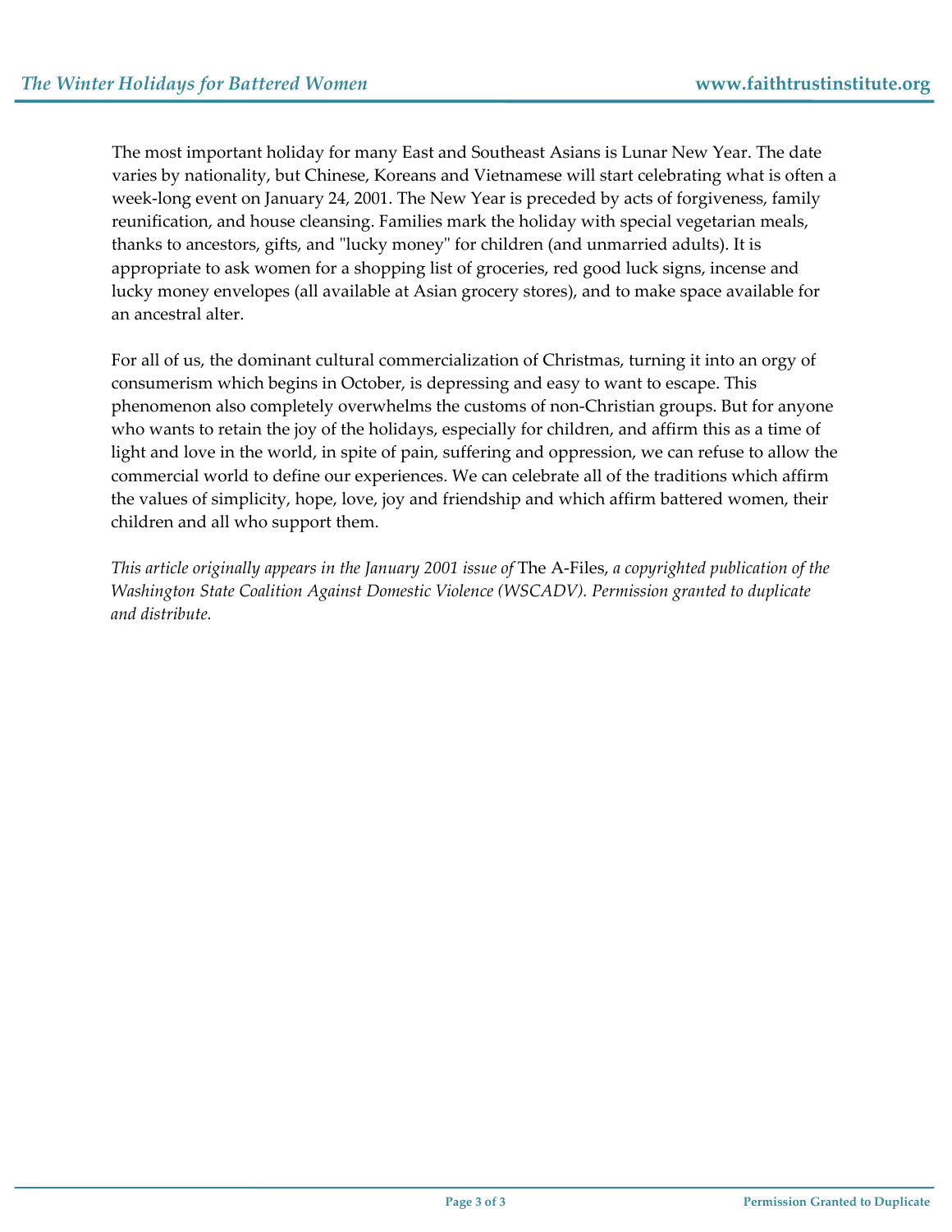The most important holiday for many East and Southeast Asians is Lunar New Year. The date varies by nationality, but Chinese, Koreans and Vietnamese will start celebrating what is often a week-long event on January 24, 2001. The New Year is preceded by acts of forgiveness, family reunification, and house cleansing. Families mark the holiday with special vegetarian meals, thanks to ancestors, gifts, and "lucky money" for children (and unmarried adults). It is appropriate to ask women for a shopping list of groceries, red good luck signs, incense and lucky money envelopes (all available at Asian grocery stores), and to make space available for an ancestral alter.

For all of us, the dominant cultural commercialization of Christmas, turning it into an orgy of consumerism which begins in October, is depressing and easy to want to escape. This phenomenon also completely overwhelms the customs of non-Christian groups. But for anyone who wants to retain the joy of the holidays, especially for children, and affirm this as a time of light and love in the world, in spite of pain, suffering and oppression, we can refuse to allow the commercial world to define our experiences. We can celebrate all of the traditions which affirm the values of simplicity, hope, love, joy and friendship and which affirm battered women, their children and all who support them.

*This article originally appears in the January 2001 issue of* The A-Files, *a copyrighted publication of the Washington State Coalition Against Domestic Violence (WSCADV). Permission granted to duplicate and distribute.*